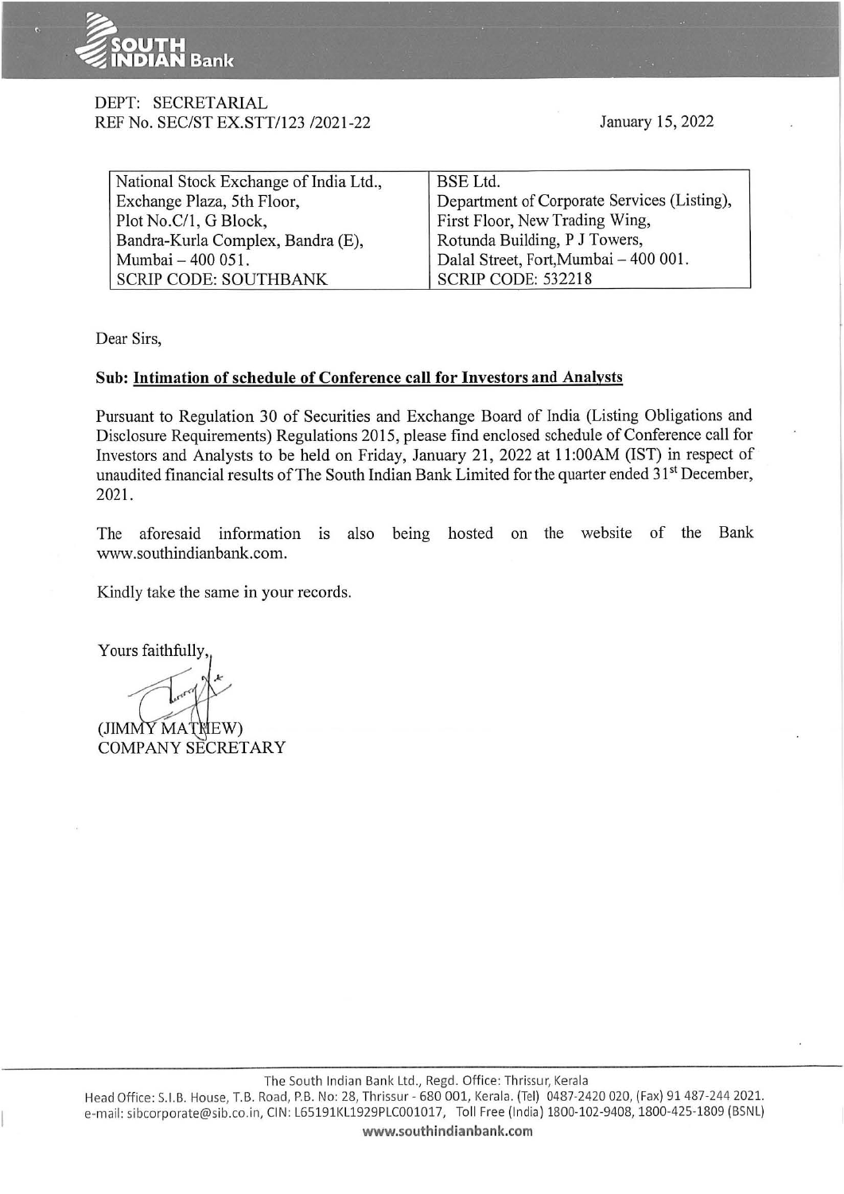DEPT: SECRETARIAL
REF No. SEC/ST EX.STT/123 /2021-22

January 15, 2022

| National Stock Exchange of India Ltd., Exchange Plaza, 5th Floor, Plot No.C/1, G Block, Bandra-Kurla Complex, Bandra (E), Mumbai – 400 051. SCRIP CODE: SOUTHBANK | BSE Ltd. Department of Corporate Services (Listing), First Floor, New Trading Wing, Rotunda Building, P J Towers, Dalal Street, Fort,Mumbai – 400 001. SCRIP CODE: 532218 |
|---|---|

Dear Sirs,

**Sub: Intimation of schedule of Conference call for Investors and Analysts**

Pursuant to Regulation 30 of Securities and Exchange Board of India (Listing Obligations and Disclosure Requirements) Regulations 2015, please find enclosed schedule of Conference call for Investors and Analysts to be held on Friday, January 21, 2022 at 11:00AM (IST) in respect of unaudited financial results of The South Indian Bank Limited for the quarter ended 31st December, 2021.

The aforesaid information is also being hosted on the website of the Bank www.southindianbank.com.

Kindly take the same in your records.

Yours faithfully,

(JIMMY MATHEW)
COMPANY SECRETARY

The South Indian Bank Ltd., Regd. Office: Thrissur, Kerala
Head Office: S.I.B. House, T.B. Road, P.B. No: 28, Thrissur - 680 001, Kerala. (Tel) 0487-2420 020, (Fax) 91 487-244 2021.
e-mail: sibcorporate@sib.co.in, CIN: L65191KL1929PLC001017, Toll Free (India) 1800-102-9408, 1800-425-1809 (BSNL)
www.southindianbank.com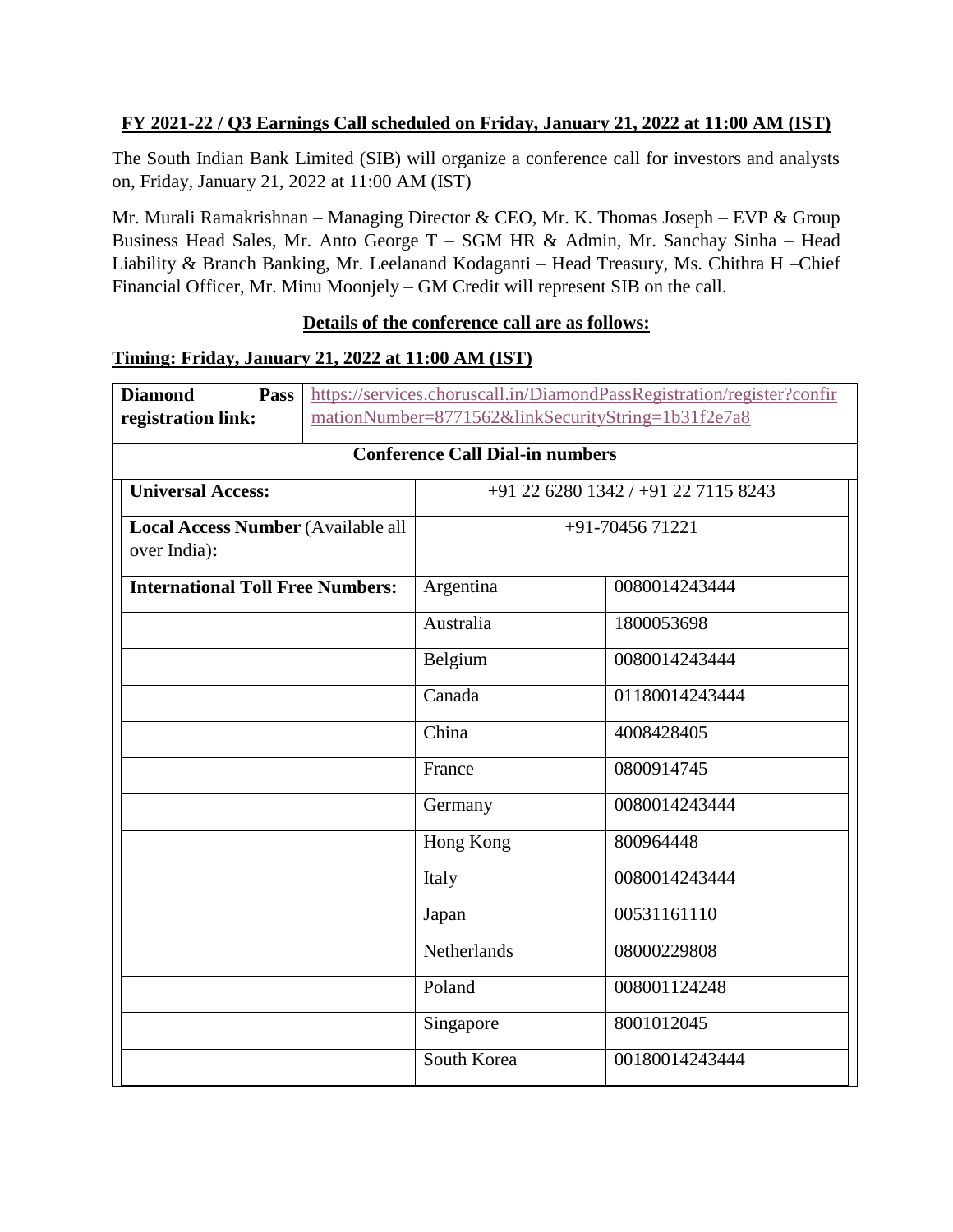**FY 2021-22 / Q3 Earnings Call scheduled on Friday, January 21, 2022 at 11:00 AM (IST)**

The South Indian Bank Limited (SIB) will organize a conference call for investors and analysts on, Friday, January 21, 2022 at 11:00 AM (IST)

Mr. Murali Ramakrishnan – Managing Director & CEO, Mr. K. Thomas Joseph – EVP & Group Business Head Sales, Mr. Anto George T – SGM HR & Admin, Mr. Sanchay Sinha – Head Liability & Branch Banking, Mr. Leelanand Kodaganti – Head Treasury, Ms. Chithra H –Chief Financial Officer, Mr. Minu Moonjely – GM Credit will represent SIB on the call.

**Details of the conference call are as follows:**

**Timing: Friday, January 21, 2022 at 11:00 AM (IST)**

| **Diamond Pass registration link:** | https://services.choruscall.in/DiamondPassRegistration/register?confirmationNumber=8771562&linkSecurityString=1b31f2e7a8 | |
|---|---|---|
| **Conference Call Dial-in numbers** | | |
| **Universal Access:** | +91 22 6280 1342 / +91 22 7115 8243 | |
| **Local Access Number** (Available all over India)**:** | +91-70456 71221 | |
| **International Toll Free Numbers:** | Argentina | 0080014243444 |
| | Australia | 1800053698 |
| | Belgium | 0080014243444 |
| | Canada | 01180014243444 |
| | China | 4008428405 |
| | France | 0800914745 |
| | Germany | 0080014243444 |
| | Hong Kong | 800964448 |
| | Italy | 0080014243444 |
| | Japan | 00531161110 |
| | Netherlands | 08000229808 |
| | Poland | 008001124248 |
| | Singapore | 8001012045 |
| | South Korea | 00180014243444 |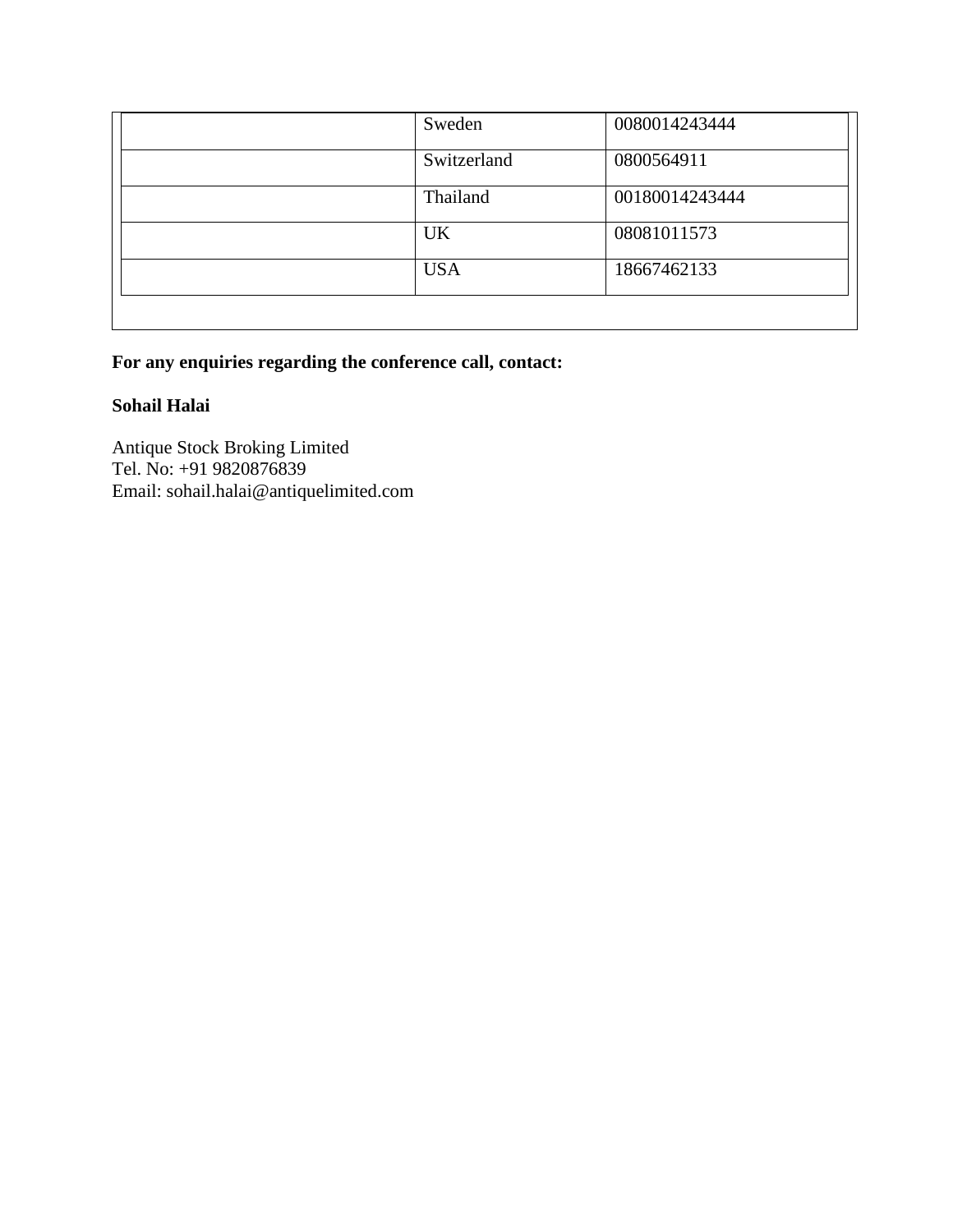| | | |
|---|---|---|
| | Sweden | 0080014243444 |
| | Switzerland | 0800564911 |
| | Thailand | 00180014243444 |
| | UK | 08081011573 |
| | USA | 18667462133 |

**For any enquiries regarding the conference call, contact:**

**Sohail Halai**

Antique Stock Broking Limited
Tel. No: +91 9820876839
Email: sohail.halai@antiquelimited.com